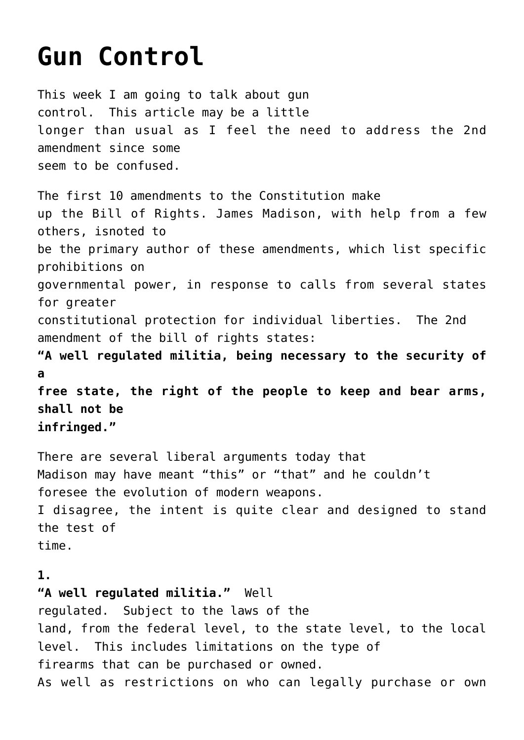# Gun Control

This week I am going to talk about gun control. This article may be a little longer than usual as I feel the need to address the 2nd amendment since some seem to be confused.

The first 10 amendments to the Constitution make up the Bill of Rights. James Madison, with help from a few others, isnoted to be the primary author of these amendments, which list specific prohibitions on governmental power, in response to calls from several states for greater constitutional protection for individual liberties. The 2nd amendment of the bill of rights states:
**"A well regulated militia, being necessary to the security of a free state, the right of the people to keep and bear arms, shall not be infringed."**

There are several liberal arguments today that Madison may have meant "this" or "that" and he couldn't foresee the evolution of modern weapons.
I disagree, the intent is quite clear and designed to stand the test of time.

**1.**
**"A well regulated militia."** Well regulated. Subject to the laws of the land, from the federal level, to the state level, to the local level. This includes limitations on the type of firearms that can be purchased or owned.
As well as restrictions on who can legally purchase or own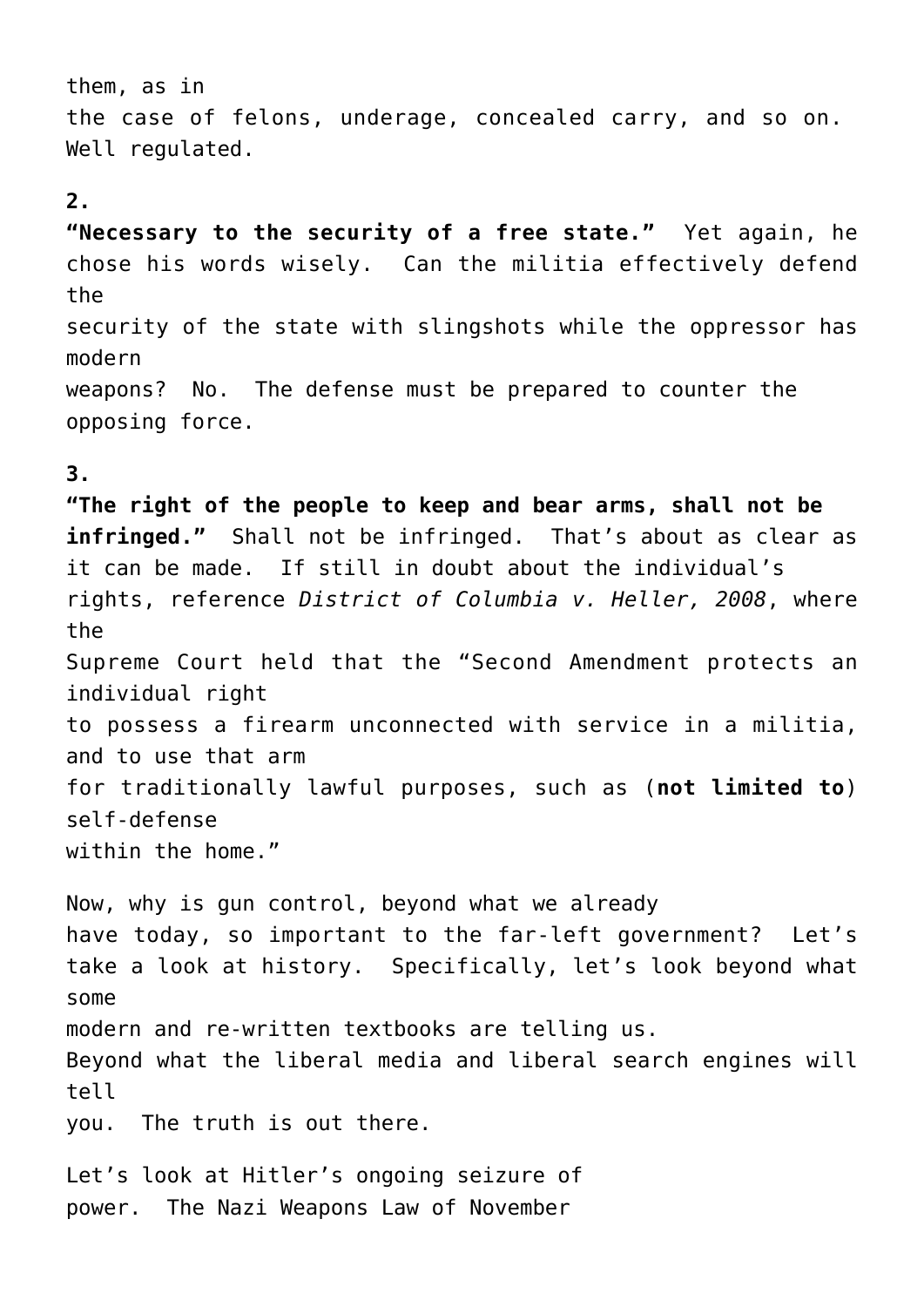them, as in the case of felons, underage, concealed carry, and so on. Well regulated.

**2.**

**"Necessary to the security of a free state."** Yet again, he chose his words wisely. Can the militia effectively defend the security of the state with slingshots while the oppressor has modern weapons? No. The defense must be prepared to counter the opposing force.

**3.**

**"The right of the people to keep and bear arms, shall not be infringed."** Shall not be infringed. That's about as clear as it can be made. If still in doubt about the individual's rights, reference *District of Columbia v. Heller, 2008*, where the Supreme Court held that the "Second Amendment protects an individual right to possess a firearm unconnected with service in a militia, and to use that arm for traditionally lawful purposes, such as (**not limited to**) self-defense within the home."

Now, why is gun control, beyond what we already have today, so important to the far-left government? Let's take a look at history. Specifically, let's look beyond what some modern and re-written textbooks are telling us. Beyond what the liberal media and liberal search engines will tell you. The truth is out there.

Let's look at Hitler's ongoing seizure of power. The Nazi Weapons Law of November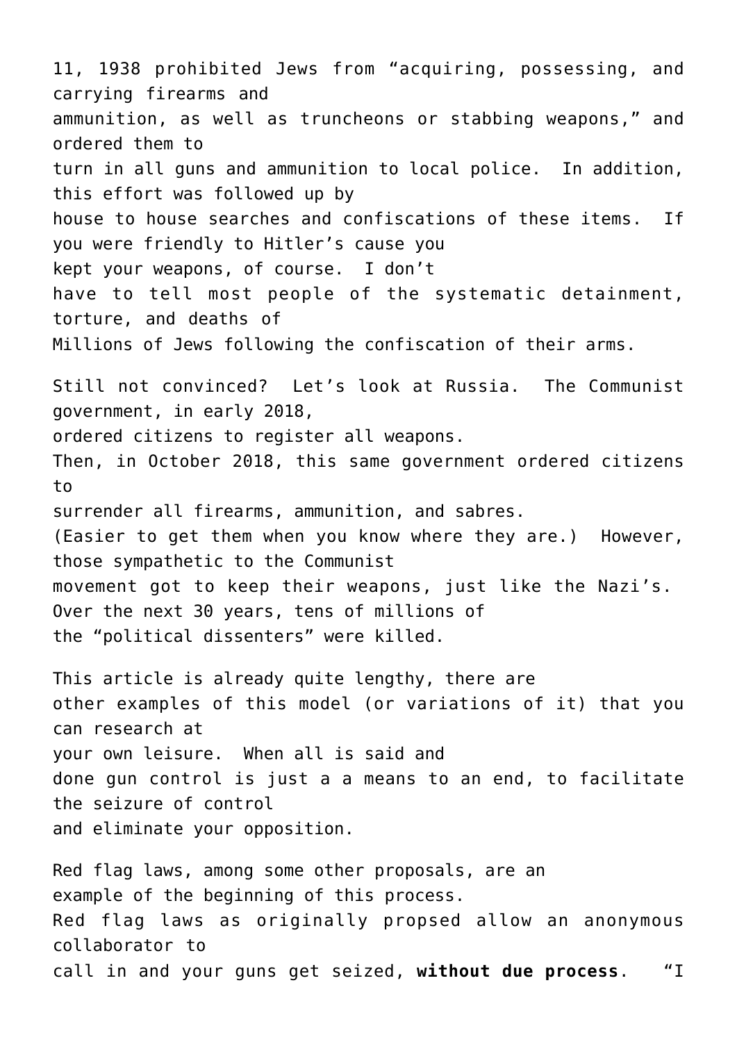11, 1938 prohibited Jews from "acquiring, possessing, and carrying firearms and ammunition, as well as truncheons or stabbing weapons," and ordered them to turn in all guns and ammunition to local police. In addition, this effort was followed up by house to house searches and confiscations of these items. If you were friendly to Hitler's cause you kept your weapons, of course. I don't have to tell most people of the systematic detainment, torture, and deaths of Millions of Jews following the confiscation of their arms.

Still not convinced? Let's look at Russia. The Communist government, in early 2018, ordered citizens to register all weapons. Then, in October 2018, this same government ordered citizens to surrender all firearms, ammunition, and sabres. (Easier to get them when you know where they are.) However, those sympathetic to the Communist movement got to keep their weapons, just like the Nazi's. Over the next 30 years, tens of millions of the "political dissenters" were killed.

This article is already quite lengthy, there are other examples of this model (or variations of it) that you can research at your own leisure. When all is said and done gun control is just a a means to an end, to facilitate the seizure of control and eliminate your opposition.

Red flag laws, among some other proposals, are an example of the beginning of this process. Red flag laws as originally propsed allow an anonymous collaborator to call in and your guns get seized, **without due process**. "I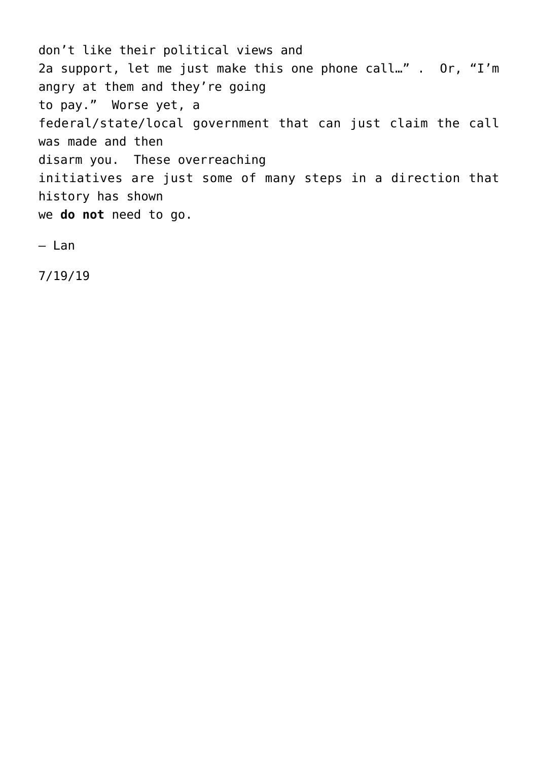don't like their political views and 2a support, let me just make this one phone call…" . Or, "I'm angry at them and they're going to pay." Worse yet, a federal/state/local government that can just claim the call was made and then disarm you. These overreaching initiatives are just some of many steps in a direction that history has shown we **do not** need to go.

– Lan

7/19/19